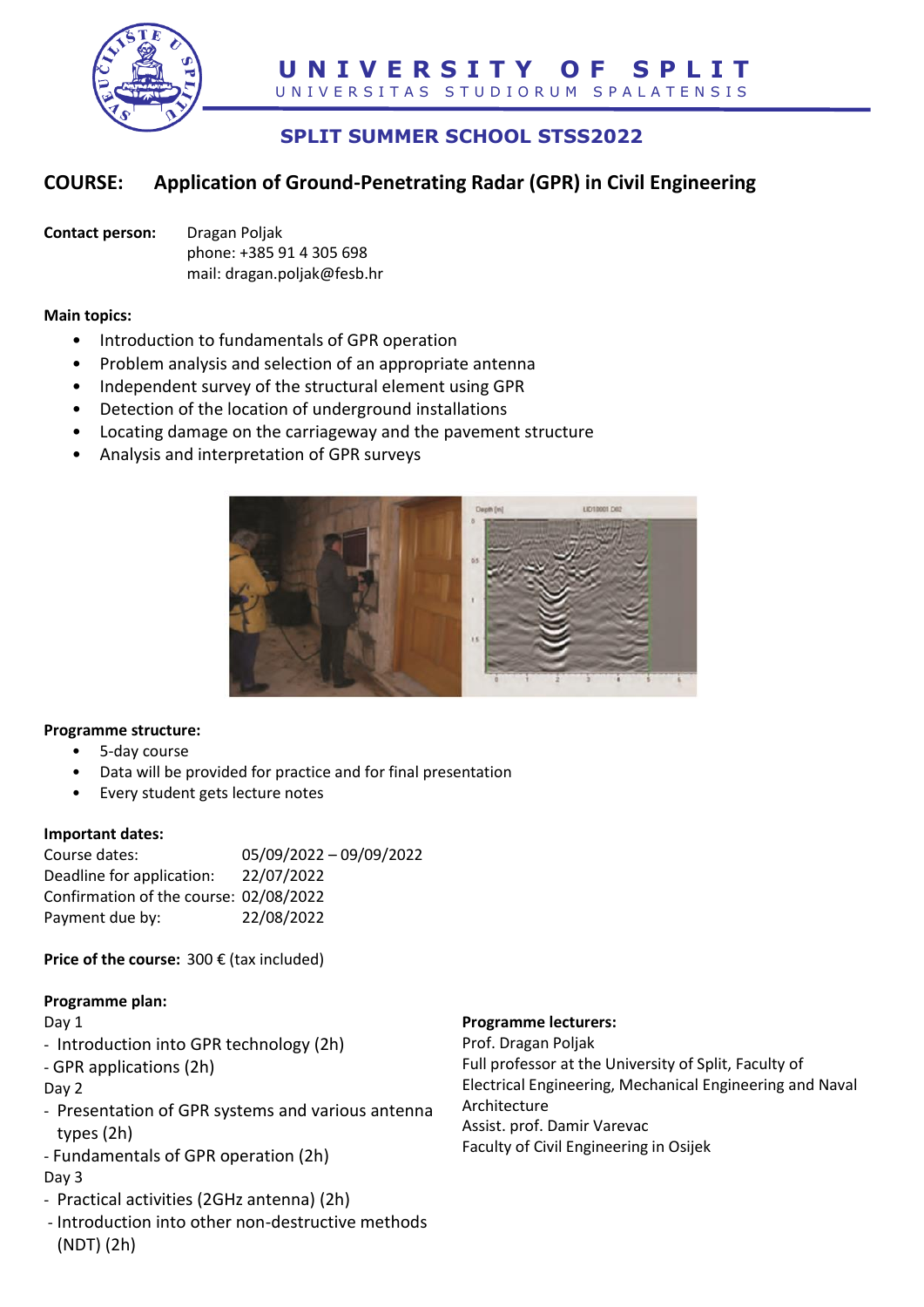# UNIVERSITY OF SPLIT

UNIVERSITAS STUDIORUM SPALATENSIS

## SPLIT SUMMER SCHOOL STSS2022

## COURSE: Application of Ground-Penetrating Radar (GPR) in Civil Engineering

**Contact person:** Dragan Poljak
phone: +385 91 4 305 698
mail: dragan.poljak@fesb.hr

**Main topics:**

- Introduction to fundamentals of GPR operation
- Problem analysis and selection of an appropriate antenna
- Independent survey of the structural element using GPR
- Detection of the location of underground installations
- Locating damage on the carriageway and the pavement structure
- Analysis and interpretation of GPR surveys

**Programme structure:**

- 5-day course
- Data will be provided for practice and for final presentation
- Every student gets lecture notes

**Important dates:**

Course dates: 05/09/2022 – 09/09/2022
Deadline for application: 22/07/2022
Confirmation of the course: 02/08/2022
Payment due by: 22/08/2022

**Price of the course:** 300 € (tax included)

**Programme plan:**

Day 1
- Introduction into GPR technology (2h)
- GPR applications (2h)

Day 2
- Presentation of GPR systems and various antenna types (2h)
- Fundamentals of GPR operation (2h)

Day 3
- Practical activities (2GHz antenna) (2h)
- Introduction into other non-destructive methods (NDT) (2h)

**Programme lecturers:**

Prof. Dragan Poljak
Full professor at the University of Split, Faculty of Electrical Engineering, Mechanical Engineering and Naval Architecture

Assist. prof. Damir Varevac
Faculty of Civil Engineering in Osijek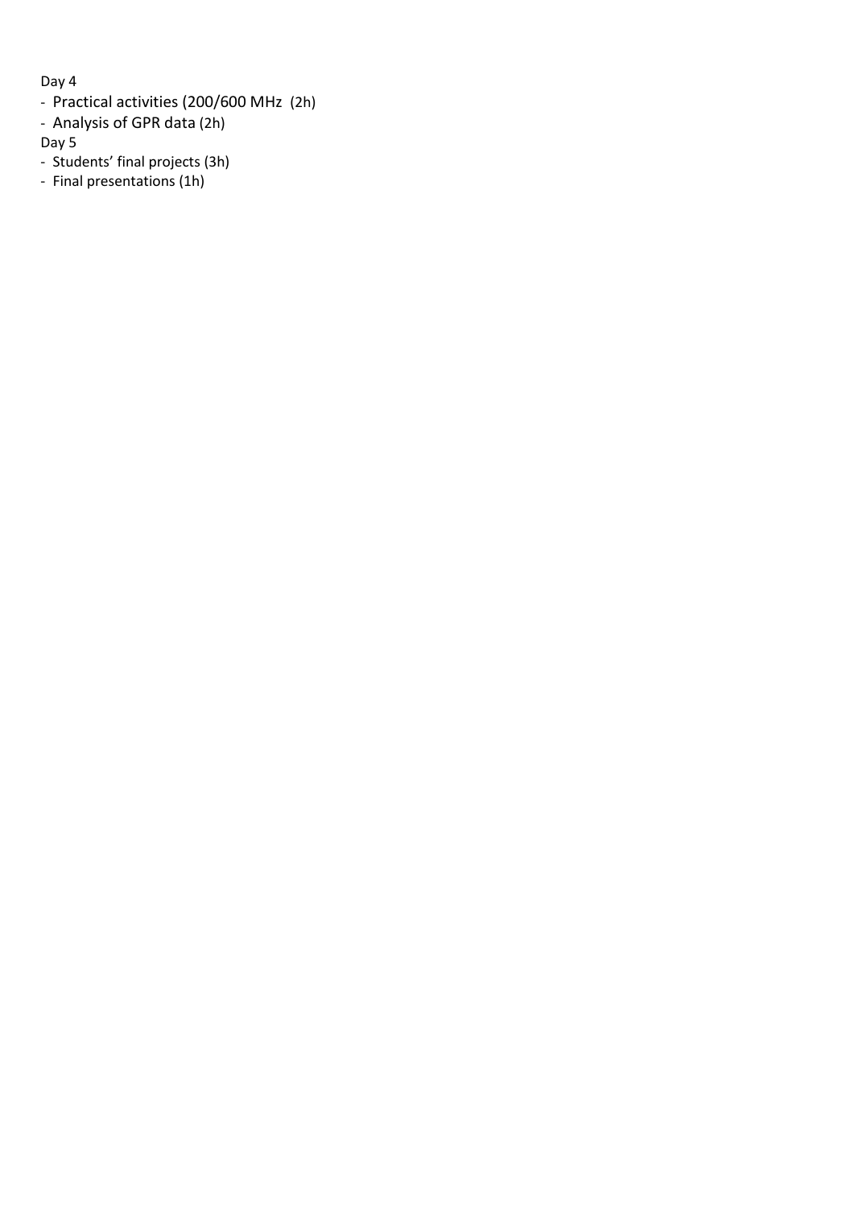Day 4

- Practical activities (200/600 MHz (2h)
- Analysis of GPR data (2h)

Day 5

- Students' final projects (3h)
- Final presentations (1h)